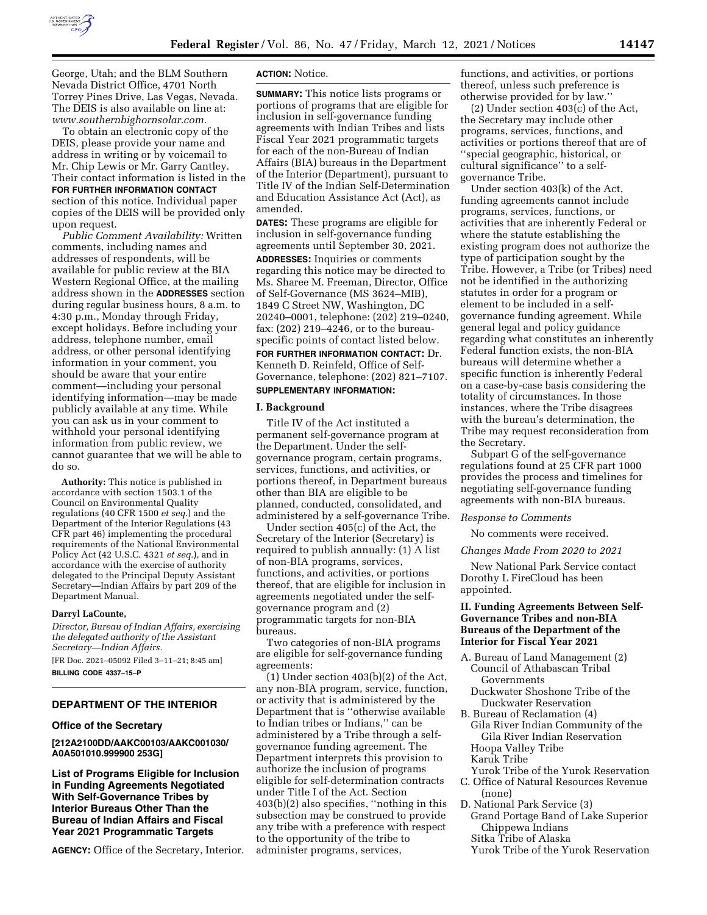George, Utah; and the BLM Southern Nevada District Office, 4701 North Torrey Pines Drive, Las Vegas, Nevada. The DEIS is also available on line at: *www.southernbighornsolar.com.*

To obtain an electronic copy of the DEIS, please provide your name and address in writing or by voicemail to Mr. Chip Lewis or Mr. Garry Cantley. Their contact information is listed in the **FOR FURTHER INFORMATION CONTACT** section of this notice. Individual paper copies of the DEIS will be provided only upon request.

*Public Comment Availability:* Written comments, including names and addresses of respondents, will be available for public review at the BIA Western Regional Office, at the mailing address shown in the **ADDRESSES** section during regular business hours, 8 a.m. to 4:30 p.m., Monday through Friday, except holidays. Before including your address, telephone number, email address, or other personal identifying information in your comment, you should be aware that your entire comment—including your personal identifying information—may be made publicly available at any time. While you can ask us in your comment to withhold your personal identifying information from public review, we cannot guarantee that we will be able to do so.

**Authority:** This notice is published in accordance with section 1503.1 of the Council on Environmental Quality regulations (40 CFR 1500 *et seq.*) and the Department of the Interior Regulations (43 CFR part 46) implementing the procedural requirements of the National Environmental Policy Act (42 U.S.C. 4321 *et seq.*), and in accordance with the exercise of authority delegated to the Principal Deputy Assistant Secretary—Indian Affairs by part 209 of the Department Manual.

**Darryl LaCounte,**

*Director, Bureau of Indian Affairs, exercising the delegated authority of the Assistant Secretary—Indian Affairs.*

[FR Doc. 2021–05092 Filed 3–11–21; 8:45 am]

**BILLING CODE 4337–15–P**

## DEPARTMENT OF THE INTERIOR

### Office of the Secretary

**[212A2100DD/AAKC00103/AAKC001030/A0A501010.999900 253G]**

## List of Programs Eligible for Inclusion in Funding Agreements Negotiated With Self-Governance Tribes by Interior Bureaus Other Than the Bureau of Indian Affairs and Fiscal Year 2021 Programmatic Targets

**AGENCY:** Office of the Secretary, Interior.

**ACTION:** Notice.

**SUMMARY:** This notice lists programs or portions of programs that are eligible for inclusion in self-governance funding agreements with Indian Tribes and lists Fiscal Year 2021 programmatic targets for each of the non-Bureau of Indian Affairs (BIA) bureaus in the Department of the Interior (Department), pursuant to Title IV of the Indian Self-Determination and Education Assistance Act (Act), as amended.

**DATES:** These programs are eligible for inclusion in self-governance funding agreements until September 30, 2021.

**ADDRESSES:** Inquiries or comments regarding this notice may be directed to Ms. Sharee M. Freeman, Director, Office of Self-Governance (MS 3624–MIB), 1849 C Street NW, Washington, DC 20240–0001, telephone: (202) 219–0240, fax: (202) 219–4246, or to the bureau-specific points of contact listed below.

**FOR FURTHER INFORMATION CONTACT:** Dr. Kenneth D. Reinfeld, Office of Self-Governance, telephone: (202) 821–7107.

**SUPPLEMENTARY INFORMATION:**

### I. Background

Title IV of the Act instituted a permanent self-governance program at the Department. Under the self-governance program, certain programs, services, functions, and activities, or portions thereof, in Department bureaus other than BIA are eligible to be planned, conducted, consolidated, and administered by a self-governance Tribe.

Under section 405(c) of the Act, the Secretary of the Interior (Secretary) is required to publish annually: (1) A list of non-BIA programs, services, functions, and activities, or portions thereof, that are eligible for inclusion in agreements negotiated under the self-governance program and (2) programmatic targets for non-BIA bureaus.

Two categories of non-BIA programs are eligible for self-governance funding agreements:

(1) Under section 403(b)(2) of the Act, any non-BIA program, service, function, or activity that is administered by the Department that is ''otherwise available to Indian tribes or Indians,'' can be administered by a Tribe through a self-governance funding agreement. The Department interprets this provision to authorize the inclusion of programs eligible for self-determination contracts under Title I of the Act. Section 403(b)(2) also specifies, ''nothing in this subsection may be construed to provide any tribe with a preference with respect to the opportunity of the tribe to administer programs, services, functions, and activities, or portions thereof, unless such preference is otherwise provided for by law.''

(2) Under section 403(c) of the Act, the Secretary may include other programs, services, functions, and activities or portions thereof that are of ''special geographic, historical, or cultural significance'' to a self-governance Tribe.

Under section 403(k) of the Act, funding agreements cannot include programs, services, functions, or activities that are inherently Federal or where the statute establishing the existing program does not authorize the type of participation sought by the Tribe. However, a Tribe (or Tribes) need not be identified in the authorizing statutes in order for a program or element to be included in a self-governance funding agreement. While general legal and policy guidance regarding what constitutes an inherently Federal function exists, the non-BIA bureaus will determine whether a specific function is inherently Federal on a case-by-case basis considering the totality of circumstances. In those instances, where the Tribe disagrees with the bureau's determination, the Tribe may request reconsideration from the Secretary.

Subpart G of the self-governance regulations found at 25 CFR part 1000 provides the process and timelines for negotiating self-governance funding agreements with non-BIA bureaus.

*Response to Comments*

No comments were received.

*Changes Made From 2020 to 2021*

New National Park Service contact Dorothy L FireCloud has been appointed.

### II. Funding Agreements Between Self-Governance Tribes and non-BIA Bureaus of the Department of the Interior for Fiscal Year 2021

A. Bureau of Land Management (2)
- Council of Athabascan Tribal Governments
- Duckwater Shoshone Tribe of the Duckwater Reservation

B. Bureau of Reclamation (4)
- Gila River Indian Community of the Gila River Indian Reservation
- Hoopa Valley Tribe
- Karuk Tribe
- Yurok Tribe of the Yurok Reservation

C. Office of Natural Resources Revenue (none)

D. National Park Service (3)
- Grand Portage Band of Lake Superior Chippewa Indians
- Sitka Tribe of Alaska
- Yurok Tribe of the Yurok Reservation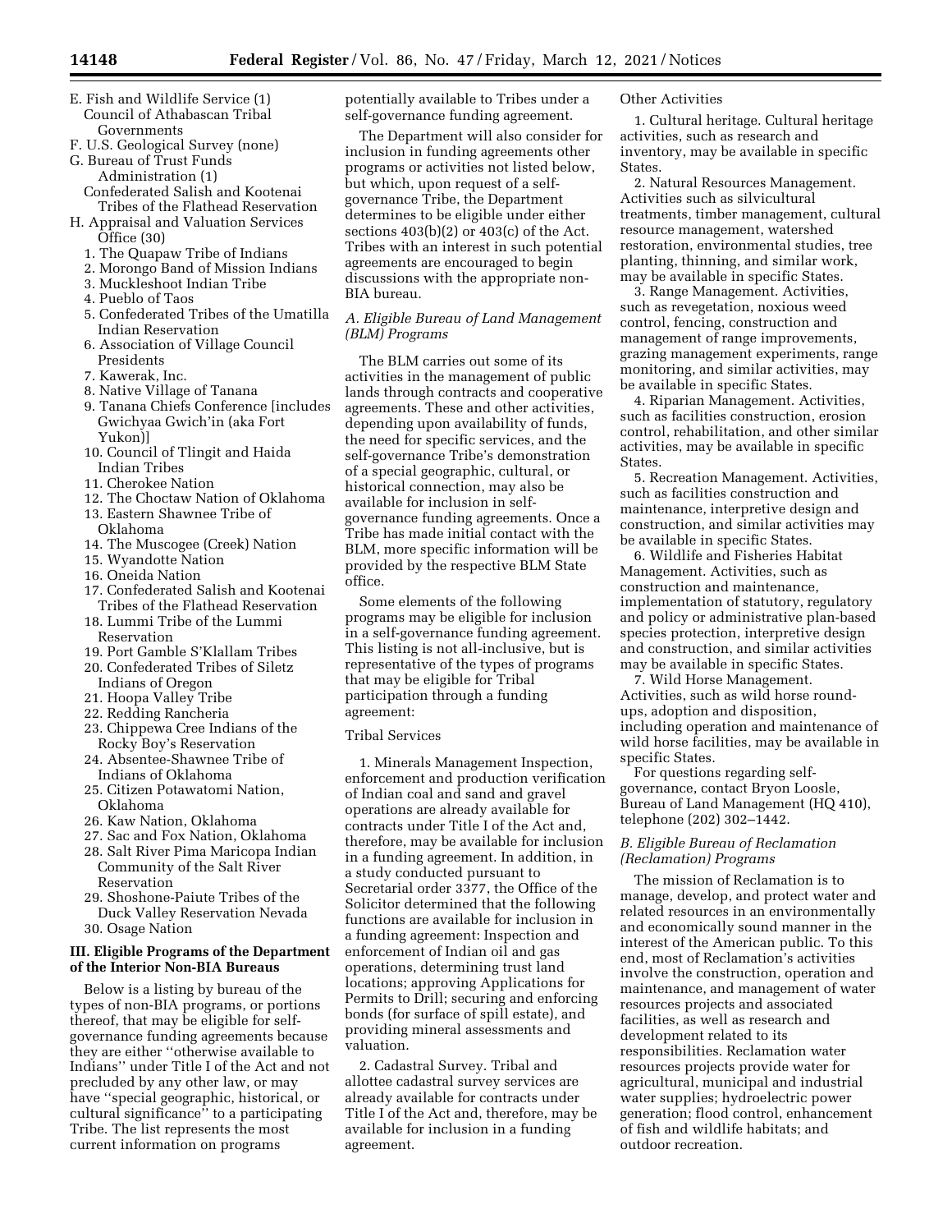E. Fish and Wildlife Service (1)
  Council of Athabascan Tribal Governments
F. U.S. Geological Survey (none)
G. Bureau of Trust Funds Administration (1)
  Confederated Salish and Kootenai Tribes of the Flathead Reservation
H. Appraisal and Valuation Services Office (30)
  1. The Quapaw Tribe of Indians
  2. Morongo Band of Mission Indians
  3. Muckleshoot Indian Tribe
  4. Pueblo of Taos
  5. Confederated Tribes of the Umatilla Indian Reservation
  6. Association of Village Council Presidents
  7. Kawerak, Inc.
  8. Native Village of Tanana
  9. Tanana Chiefs Conference [includes Gwichyaa Gwich'in (aka Fort Yukon)]
  10. Council of Tlingit and Haida Indian Tribes
  11. Cherokee Nation
  12. The Choctaw Nation of Oklahoma
  13. Eastern Shawnee Tribe of Oklahoma
  14. The Muscogee (Creek) Nation
  15. Wyandotte Nation
  16. Oneida Nation
  17. Confederated Salish and Kootenai Tribes of the Flathead Reservation
  18. Lummi Tribe of the Lummi Reservation
  19. Port Gamble S'Klallam Tribes
  20. Confederated Tribes of Siletz Indians of Oregon
  21. Hoopa Valley Tribe
  22. Redding Rancheria
  23. Chippewa Cree Indians of the Rocky Boy's Reservation
  24. Absentee-Shawnee Tribe of Indians of Oklahoma
  25. Citizen Potawatomi Nation, Oklahoma
  26. Kaw Nation, Oklahoma
  27. Sac and Fox Nation, Oklahoma
  28. Salt River Pima Maricopa Indian Community of the Salt River Reservation
  29. Shoshone-Paiute Tribes of the Duck Valley Reservation Nevada
  30. Osage Nation

## III. Eligible Programs of the Department of the Interior Non-BIA Bureaus

Below is a listing by bureau of the types of non-BIA programs, or portions thereof, that may be eligible for self-governance funding agreements because they are either ''otherwise available to Indians'' under Title I of the Act and not precluded by any other law, or may have ''special geographic, historical, or cultural significance'' to a participating Tribe. The list represents the most current information on programs potentially available to Tribes under a self-governance funding agreement.

The Department will also consider for inclusion in funding agreements other programs or activities not listed below, but which, upon request of a self-governance Tribe, the Department determines to be eligible under either sections 403(b)(2) or 403(c) of the Act. Tribes with an interest in such potential agreements are encouraged to begin discussions with the appropriate non-BIA bureau.

### *A. Eligible Bureau of Land Management (BLM) Programs*

The BLM carries out some of its activities in the management of public lands through contracts and cooperative agreements. These and other activities, depending upon availability of funds, the need for specific services, and the self-governance Tribe's demonstration of a special geographic, cultural, or historical connection, may also be available for inclusion in self-governance funding agreements. Once a Tribe has made initial contact with the BLM, more specific information will be provided by the respective BLM State office.

Some elements of the following programs may be eligible for inclusion in a self-governance funding agreement. This listing is not all-inclusive, but is representative of the types of programs that may be eligible for Tribal participation through a funding agreement:

Tribal Services

1. Minerals Management Inspection, enforcement and production verification of Indian coal and sand and gravel operations are already available for contracts under Title I of the Act and, therefore, may be available for inclusion in a funding agreement. In addition, in a study conducted pursuant to Secretarial order 3377, the Office of the Solicitor determined that the following functions are available for inclusion in a funding agreement: Inspection and enforcement of Indian oil and gas operations, determining trust land locations; approving Applications for Permits to Drill; securing and enforcing bonds (for surface of spill estate), and providing mineral assessments and valuation.

2. Cadastral Survey. Tribal and allottee cadastral survey services are already available for contracts under Title I of the Act and, therefore, may be available for inclusion in a funding agreement.

Other Activities

1. Cultural heritage. Cultural heritage activities, such as research and inventory, may be available in specific States.

2. Natural Resources Management. Activities such as silvicultural treatments, timber management, cultural resource management, watershed restoration, environmental studies, tree planting, thinning, and similar work, may be available in specific States.

3. Range Management. Activities, such as revegetation, noxious weed control, fencing, construction and management of range improvements, grazing management experiments, range monitoring, and similar activities, may be available in specific States.

4. Riparian Management. Activities, such as facilities construction, erosion control, rehabilitation, and other similar activities, may be available in specific States.

5. Recreation Management. Activities, such as facilities construction and maintenance, interpretive design and construction, and similar activities may be available in specific States.

6. Wildlife and Fisheries Habitat Management. Activities, such as construction and maintenance, implementation of statutory, regulatory and policy or administrative plan-based species protection, interpretive design and construction, and similar activities may be available in specific States.

7. Wild Horse Management. Activities, such as wild horse round-ups, adoption and disposition, including operation and maintenance of wild horse facilities, may be available in specific States.

For questions regarding self-governance, contact Bryon Loosle, Bureau of Land Management (HQ 410), telephone (202) 302–1442.

### *B. Eligible Bureau of Reclamation (Reclamation) Programs*

The mission of Reclamation is to manage, develop, and protect water and related resources in an environmentally and economically sound manner in the interest of the American public. To this end, most of Reclamation's activities involve the construction, operation and maintenance, and management of water resources projects and associated facilities, as well as research and development related to its responsibilities. Reclamation water resources projects provide water for agricultural, municipal and industrial water supplies; hydroelectric power generation; flood control, enhancement of fish and wildlife habitats; and outdoor recreation.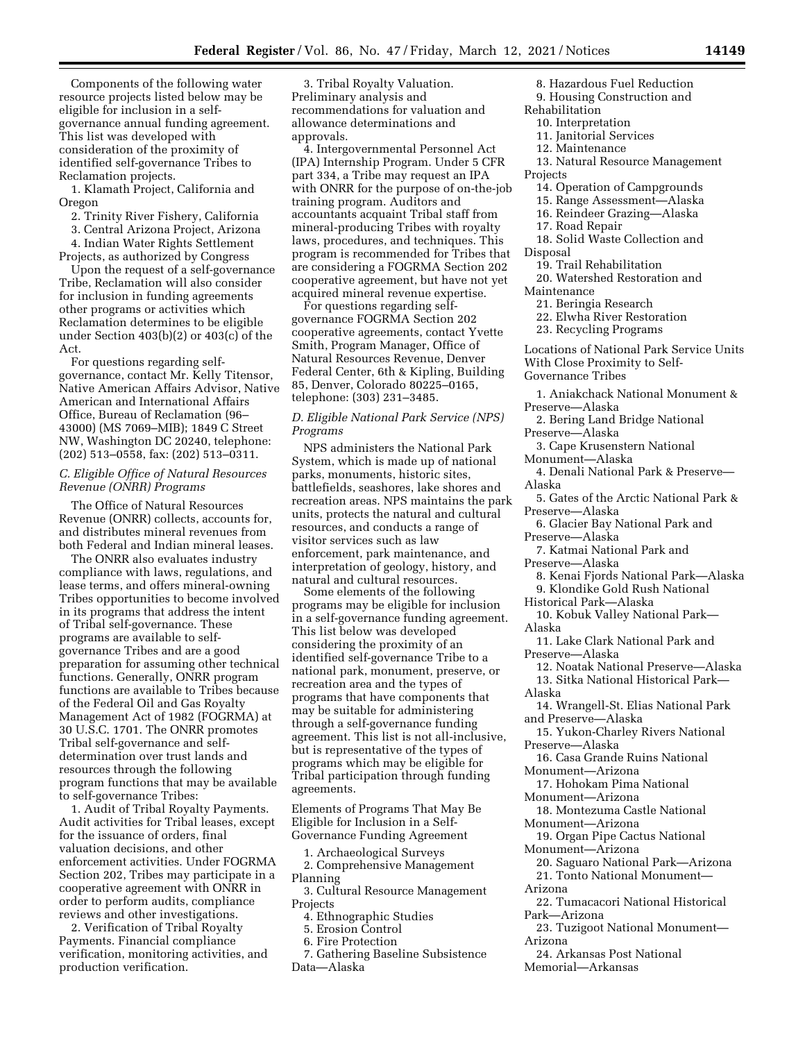Components of the following water resource projects listed below may be eligible for inclusion in a self-governance annual funding agreement. This list was developed with consideration of the proximity of identified self-governance Tribes to Reclamation projects.

1. Klamath Project, California and Oregon
2. Trinity River Fishery, California
3. Central Arizona Project, Arizona
4. Indian Water Rights Settlement Projects, as authorized by Congress

Upon the request of a self-governance Tribe, Reclamation will also consider for inclusion in funding agreements other programs or activities which Reclamation determines to be eligible under Section 403(b)(2) or 403(c) of the Act.

For questions regarding self-governance, contact Mr. Kelly Titensor, Native American Affairs Advisor, Native American and International Affairs Office, Bureau of Reclamation (96–43000) (MS 7069–MIB); 1849 C Street NW, Washington DC 20240, telephone: (202) 513–0558, fax: (202) 513–0311.

### *C. Eligible Office of Natural Resources Revenue (ONRR) Programs*

The Office of Natural Resources Revenue (ONRR) collects, accounts for, and distributes mineral revenues from both Federal and Indian mineral leases.

The ONRR also evaluates industry compliance with laws, regulations, and lease terms, and offers mineral-owning Tribes opportunities to become involved in its programs that address the intent of Tribal self-governance. These programs are available to self-governance Tribes and are a good preparation for assuming other technical functions. Generally, ONRR program functions are available to Tribes because of the Federal Oil and Gas Royalty Management Act of 1982 (FOGRMA) at 30 U.S.C. 1701. The ONRR promotes Tribal self-governance and self-determination over trust lands and resources through the following program functions that may be available to self-governance Tribes:

1. Audit of Tribal Royalty Payments. Audit activities for Tribal leases, except for the issuance of orders, final valuation decisions, and other enforcement activities. Under FOGRMA Section 202, Tribes may participate in a cooperative agreement with ONRR in order to perform audits, compliance reviews and other investigations.
2. Verification of Tribal Royalty Payments. Financial compliance verification, monitoring activities, and production verification.
3. Tribal Royalty Valuation. Preliminary analysis and recommendations for valuation and allowance determinations and approvals.
4. Intergovernmental Personnel Act (IPA) Internship Program. Under 5 CFR part 334, a Tribe may request an IPA with ONRR for the purpose of on-the-job training program. Auditors and accountants acquaint Tribal staff from mineral-producing Tribes with royalty laws, procedures, and techniques. This program is recommended for Tribes that are considering a FOGRMA Section 202 cooperative agreement, but have not yet acquired mineral revenue expertise.

For questions regarding self-governance FOGRMA Section 202 cooperative agreements, contact Yvette Smith, Program Manager, Office of Natural Resources Revenue, Denver Federal Center, 6th & Kipling, Building 85, Denver, Colorado 80225–0165, telephone: (303) 231–3485.

### *D. Eligible National Park Service (NPS) Programs*

NPS administers the National Park System, which is made up of national parks, monuments, historic sites, battlefields, seashores, lake shores and recreation areas. NPS maintains the park units, protects the natural and cultural resources, and conducts a range of visitor services such as law enforcement, park maintenance, and interpretation of geology, history, and natural and cultural resources.

Some elements of the following programs may be eligible for inclusion in a self-governance funding agreement. This list below was developed considering the proximity of an identified self-governance Tribe to a national park, monument, preserve, or recreation area and the types of programs that have components that may be suitable for administering through a self-governance funding agreement. This list is not all-inclusive, but is representative of the types of programs which may be eligible for Tribal participation through funding agreements.

Elements of Programs That May Be Eligible for Inclusion in a Self-Governance Funding Agreement

1. Archaeological Surveys
2. Comprehensive Management Planning
3. Cultural Resource Management Projects
4. Ethnographic Studies
5. Erosion Control
6. Fire Protection
7. Gathering Baseline Subsistence Data—Alaska
8. Hazardous Fuel Reduction
9. Housing Construction and Rehabilitation
10. Interpretation
11. Janitorial Services
12. Maintenance
13. Natural Resource Management Projects
14. Operation of Campgrounds
15. Range Assessment—Alaska
16. Reindeer Grazing—Alaska
17. Road Repair
18. Solid Waste Collection and Disposal
19. Trail Rehabilitation
20. Watershed Restoration and Maintenance
21. Beringia Research
22. Elwha River Restoration
23. Recycling Programs

Locations of National Park Service Units With Close Proximity to Self-Governance Tribes

1. Aniakchack National Monument & Preserve—Alaska
2. Bering Land Bridge National Preserve—Alaska
3. Cape Krusenstern National Monument—Alaska
4. Denali National Park & Preserve—Alaska
5. Gates of the Arctic National Park & Preserve—Alaska
6. Glacier Bay National Park and Preserve—Alaska
7. Katmai National Park and Preserve—Alaska
8. Kenai Fjords National Park—Alaska
9. Klondike Gold Rush National Historical Park—Alaska
10. Kobuk Valley National Park—Alaska
11. Lake Clark National Park and Preserve—Alaska
12. Noatak National Preserve—Alaska
13. Sitka National Historical Park—Alaska
14. Wrangell-St. Elias National Park and Preserve—Alaska
15. Yukon-Charley Rivers National Preserve—Alaska
16. Casa Grande Ruins National Monument—Arizona
17. Hohokam Pima National Monument—Arizona
18. Montezuma Castle National Monument—Arizona
19. Organ Pipe Cactus National Monument—Arizona
20. Saguaro National Park—Arizona
21. Tonto National Monument—Arizona
22. Tumacacori National Historical Park—Arizona
23. Tuzigoot National Monument—Arizona
24. Arkansas Post National Memorial—Arkansas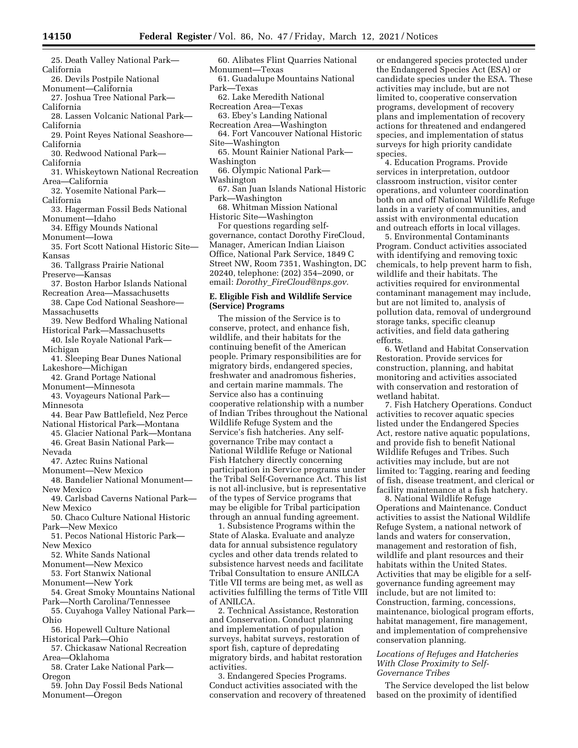25. Death Valley National Park—California
26. Devils Postpile National Monument—California
27. Joshua Tree National Park—California
28. Lassen Volcanic National Park—California
29. Point Reyes National Seashore—California
30. Redwood National Park—California
31. Whiskeytown National Recreation Area—California
32. Yosemite National Park—California
33. Hagerman Fossil Beds National Monument—Idaho
34. Effigy Mounds National Monument—Iowa
35. Fort Scott National Historic Site—Kansas
36. Tallgrass Prairie National Preserve—Kansas
37. Boston Harbor Islands National Recreation Area—Massachusetts
38. Cape Cod National Seashore—Massachusetts
39. New Bedford Whaling National Historical Park—Massachusetts
40. Isle Royale National Park—Michigan
41. Sleeping Bear Dunes National Lakeshore—Michigan
42. Grand Portage National Monument—Minnesota
43. Voyageurs National Park—Minnesota
44. Bear Paw Battlefield, Nez Perce National Historical Park—Montana
45. Glacier National Park—Montana
46. Great Basin National Park—Nevada
47. Aztec Ruins National Monument—New Mexico
48. Bandelier National Monument—New Mexico
49. Carlsbad Caverns National Park—New Mexico
50. Chaco Culture National Historic Park—New Mexico
51. Pecos National Historic Park—New Mexico
52. White Sands National Monument—New Mexico
53. Fort Stanwix National Monument—New York
54. Great Smoky Mountains National Park—North Carolina/Tennessee
55. Cuyahoga Valley National Park—Ohio
56. Hopewell Culture National Historical Park—Ohio
57. Chickasaw National Recreation Area—Oklahoma
58. Crater Lake National Park—Oregon
59. John Day Fossil Beds National Monument—Oregon
60. Alibates Flint Quarries National Monument—Texas
61. Guadalupe Mountains National Park—Texas
62. Lake Meredith National Recreation Area—Texas
63. Ebey's Landing National Recreation Area—Washington
64. Fort Vancouver National Historic Site—Washington
65. Mount Rainier National Park—Washington
66. Olympic National Park—Washington
67. San Juan Islands National Historic Park—Washington
68. Whitman Mission National Historic Site—Washington

For questions regarding self-governance, contact Dorothy FireCloud, Manager, American Indian Liaison Office, National Park Service, 1849 C Street NW, Room 7351, Washington, DC 20240, telephone: (202) 354–2090, or email: *Dorothy_FireCloud@nps.gov.*

### E. Eligible Fish and Wildlife Service (Service) Programs

The mission of the Service is to conserve, protect, and enhance fish, wildlife, and their habitats for the continuing benefit of the American people. Primary responsibilities are for migratory birds, endangered species, freshwater and anadromous fisheries, and certain marine mammals. The Service also has a continuing cooperative relationship with a number of Indian Tribes throughout the National Wildlife Refuge System and the Service's fish hatcheries. Any self-governance Tribe may contact a National Wildlife Refuge or National Fish Hatchery directly concerning participation in Service programs under the Tribal Self-Governance Act. This list is not all-inclusive, but is representative of the types of Service programs that may be eligible for Tribal participation through an annual funding agreement.

1. Subsistence Programs within the State of Alaska. Evaluate and analyze data for annual subsistence regulatory cycles and other data trends related to subsistence harvest needs and facilitate Tribal Consultation to ensure ANILCA Title VII terms are being met, as well as activities fulfilling the terms of Title VIII of ANILCA.

2. Technical Assistance, Restoration and Conservation. Conduct planning and implementation of population surveys, habitat surveys, restoration of sport fish, capture of depredating migratory birds, and habitat restoration activities.

3. Endangered Species Programs. Conduct activities associated with the conservation and recovery of threatened or endangered species protected under the Endangered Species Act (ESA) or candidate species under the ESA. These activities may include, but are not limited to, cooperative conservation programs, development of recovery plans and implementation of recovery actions for threatened and endangered species, and implementation of status surveys for high priority candidate species.

4. Education Programs. Provide services in interpretation, outdoor classroom instruction, visitor center operations, and volunteer coordination both on and off National Wildlife Refuge lands in a variety of communities, and assist with environmental education and outreach efforts in local villages.

5. Environmental Contaminants Program. Conduct activities associated with identifying and removing toxic chemicals, to help prevent harm to fish, wildlife and their habitats. The activities required for environmental contaminant management may include, but are not limited to, analysis of pollution data, removal of underground storage tanks, specific cleanup activities, and field data gathering efforts.

6. Wetland and Habitat Conservation Restoration. Provide services for construction, planning, and habitat monitoring and activities associated with conservation and restoration of wetland habitat.

7. Fish Hatchery Operations. Conduct activities to recover aquatic species listed under the Endangered Species Act, restore native aquatic populations, and provide fish to benefit National Wildlife Refuges and Tribes. Such activities may include, but are not limited to: Tagging, rearing and feeding of fish, disease treatment, and clerical or facility maintenance at a fish hatchery.

8. National Wildlife Refuge Operations and Maintenance. Conduct activities to assist the National Wildlife Refuge System, a national network of lands and waters for conservation, management and restoration of fish, wildlife and plant resources and their habitats within the United States. Activities that may be eligible for a self-governance funding agreement may include, but are not limited to: Construction, farming, concessions, maintenance, biological program efforts, habitat management, fire management, and implementation of comprehensive conservation planning.

#### *Locations of Refuges and Hatcheries With Close Proximity to Self-Governance Tribes*

The Service developed the list below based on the proximity of identified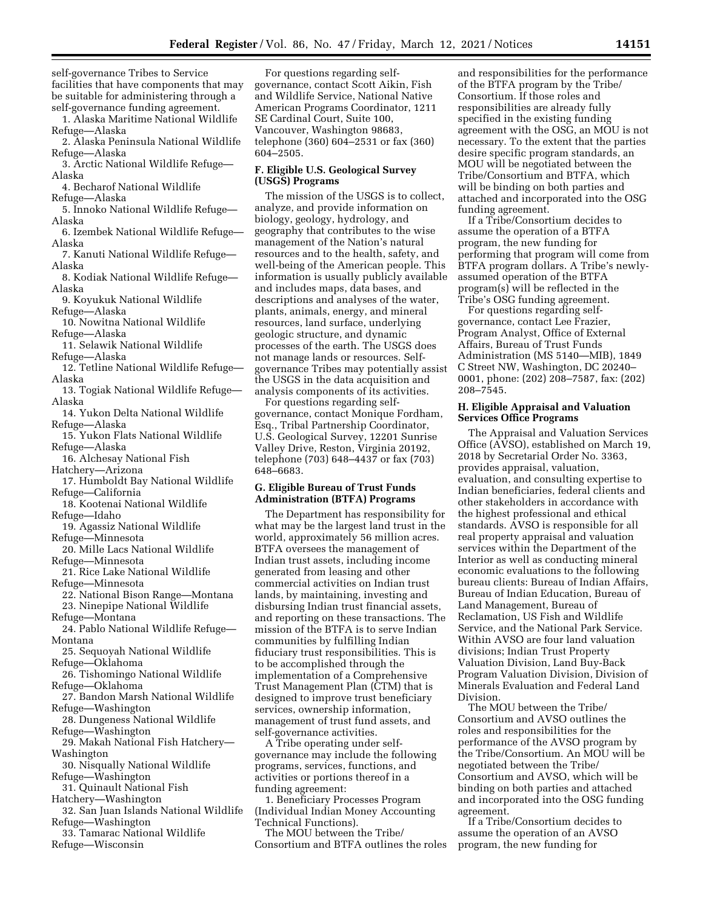self-governance Tribes to Service facilities that have components that may be suitable for administering through a self-governance funding agreement.

1. Alaska Maritime National Wildlife Refuge—Alaska
2. Alaska Peninsula National Wildlife Refuge—Alaska
3. Arctic National Wildlife Refuge—Alaska
4. Becharof National Wildlife Refuge—Alaska
5. Innoko National Wildlife Refuge—Alaska
6. Izembek National Wildlife Refuge—Alaska
7. Kanuti National Wildlife Refuge—Alaska
8. Kodiak National Wildlife Refuge—Alaska
9. Koyukuk National Wildlife Refuge—Alaska
10. Nowitna National Wildlife Refuge—Alaska
11. Selawik National Wildlife Refuge—Alaska
12. Tetline National Wildlife Refuge—Alaska
13. Togiak National Wildlife Refuge—Alaska
14. Yukon Delta National Wildlife Refuge—Alaska
15. Yukon Flats National Wildlife Refuge—Alaska
16. Alchesay National Fish Hatchery—Arizona
17. Humboldt Bay National Wildlife Refuge—California
18. Kootenai National Wildlife Refuge—Idaho
19. Agassiz National Wildlife Refuge—Minnesota
20. Mille Lacs National Wildlife Refuge—Minnesota
21. Rice Lake National Wildlife Refuge—Minnesota
22. National Bison Range—Montana
23. Ninepipe National Wildlife Refuge—Montana
24. Pablo National Wildlife Refuge—Montana
25. Sequoyah National Wildlife Refuge—Oklahoma
26. Tishomingo National Wildlife Refuge—Oklahoma
27. Bandon Marsh National Wildlife Refuge—Washington
28. Dungeness National Wildlife Refuge—Washington
29. Makah National Fish Hatchery—Washington
30. Nisqually National Wildlife Refuge—Washington
31. Quinault National Fish Hatchery—Washington
32. San Juan Islands National Wildlife Refuge—Washington
33. Tamarac National Wildlife Refuge—Wisconsin

For questions regarding self-governance, contact Scott Aikin, Fish and Wildlife Service, National Native American Programs Coordinator, 1211 SE Cardinal Court, Suite 100, Vancouver, Washington 98683, telephone (360) 604–2531 or fax (360) 604–2505.

### F. Eligible U.S. Geological Survey (USGS) Programs

The mission of the USGS is to collect, analyze, and provide information on biology, geology, hydrology, and geography that contributes to the wise management of the Nation's natural resources and to the health, safety, and well-being of the American people. This information is usually publicly available and includes maps, data bases, and descriptions and analyses of the water, plants, animals, energy, and mineral resources, land surface, underlying geologic structure, and dynamic processes of the earth. The USGS does not manage lands or resources. Self-governance Tribes may potentially assist the USGS in the data acquisition and analysis components of its activities.

For questions regarding self-governance, contact Monique Fordham, Esq., Tribal Partnership Coordinator, U.S. Geological Survey, 12201 Sunrise Valley Drive, Reston, Virginia 20192, telephone (703) 648–4437 or fax (703) 648–6683.

### G. Eligible Bureau of Trust Funds Administration (BTFA) Programs

The Department has responsibility for what may be the largest land trust in the world, approximately 56 million acres. BTFA oversees the management of Indian trust assets, including income generated from leasing and other commercial activities on Indian trust lands, by maintaining, investing and disbursing Indian trust financial assets, and reporting on these transactions. The mission of the BTFA is to serve Indian communities by fulfilling Indian fiduciary trust responsibilities. This is to be accomplished through the implementation of a Comprehensive Trust Management Plan (CTM) that is designed to improve trust beneficiary services, ownership information, management of trust fund assets, and self-governance activities.

A Tribe operating under self-governance may include the following programs, services, functions, and activities or portions thereof in a funding agreement:

1. Beneficiary Processes Program (Individual Indian Money Accounting Technical Functions).

The MOU between the Tribe/Consortium and BTFA outlines the roles and responsibilities for the performance of the BTFA program by the Tribe/Consortium. If those roles and responsibilities are already fully specified in the existing funding agreement with the OSG, an MOU is not necessary. To the extent that the parties desire specific program standards, an MOU will be negotiated between the Tribe/Consortium and BTFA, which will be binding on both parties and attached and incorporated into the OSG funding agreement.

If a Tribe/Consortium decides to assume the operation of a BTFA program, the new funding for performing that program will come from BTFA program dollars. A Tribe's newly-assumed operation of the BTFA program(s) will be reflected in the Tribe's OSG funding agreement.

For questions regarding self-governance, contact Lee Frazier, Program Analyst, Office of External Affairs, Bureau of Trust Funds Administration (MS 5140—MIB), 1849 C Street NW, Washington, DC 20240–0001, phone: (202) 208–7587, fax: (202) 208–7545.

### H. Eligible Appraisal and Valuation Services Office Programs

The Appraisal and Valuation Services Office (AVSO), established on March 19, 2018 by Secretarial Order No. 3363, provides appraisal, valuation, evaluation, and consulting expertise to Indian beneficiaries, federal clients and other stakeholders in accordance with the highest professional and ethical standards. AVSO is responsible for all real property appraisal and valuation services within the Department of the Interior as well as conducting mineral economic evaluations to the following bureau clients: Bureau of Indian Affairs, Bureau of Indian Education, Bureau of Land Management, Bureau of Reclamation, US Fish and Wildlife Service, and the National Park Service. Within AVSO are four land valuation divisions; Indian Trust Property Valuation Division, Land Buy-Back Program Valuation Division, Division of Minerals Evaluation and Federal Land Division.

The MOU between the Tribe/Consortium and AVSO outlines the roles and responsibilities for the performance of the AVSO program by the Tribe/Consortium. An MOU will be negotiated between the Tribe/Consortium and AVSO, which will be binding on both parties and attached and incorporated into the OSG funding agreement.

If a Tribe/Consortium decides to assume the operation of an AVSO program, the new funding for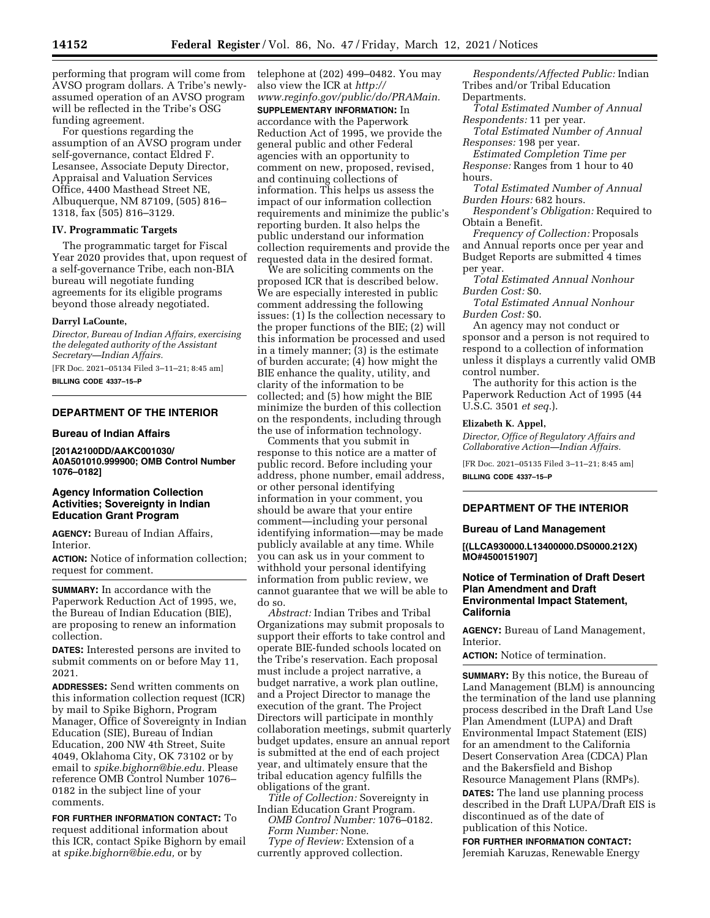performing that program will come from AVSO program dollars. A Tribe's newly-assumed operation of an AVSO program will be reflected in the Tribe's OSG funding agreement.

For questions regarding the assumption of an AVSO program under self-governance, contact Eldred F. Lesansee, Associate Deputy Director, Appraisal and Valuation Services Office, 4400 Masthead Street NE, Albuquerque, NM 87109, (505) 816–1318, fax (505) 816–3129.

## IV. Programmatic Targets

The programmatic target for Fiscal Year 2020 provides that, upon request of a self-governance Tribe, each non-BIA bureau will negotiate funding agreements for its eligible programs beyond those already negotiated.

**Darryl LaCounte,**

*Director, Bureau of Indian Affairs, exercising the delegated authority of the Assistant Secretary—Indian Affairs.*

[FR Doc. 2021–05134 Filed 3–11–21; 8:45 am]

**BILLING CODE 4337–15–P**

---

## DEPARTMENT OF THE INTERIOR

### Bureau of Indian Affairs

**[201A2100DD/AAKC001030/A0A501010.999900; OMB Control Number 1076–0182]**

### Agency Information Collection Activities; Sovereignty in Indian Education Grant Program

**AGENCY:** Bureau of Indian Affairs, Interior.

**ACTION:** Notice of information collection; request for comment.

**SUMMARY:** In accordance with the Paperwork Reduction Act of 1995, we, the Bureau of Indian Education (BIE), are proposing to renew an information collection.

**DATES:** Interested persons are invited to submit comments on or before May 11, 2021.

**ADDRESSES:** Send written comments on this information collection request (ICR) by mail to Spike Bighorn, Program Manager, Office of Sovereignty in Indian Education (SIE), Bureau of Indian Education, 200 NW 4th Street, Suite 4049, Oklahoma City, OK 73102 or by email to *spike.bighorn@bie.edu.* Please reference OMB Control Number 1076–0182 in the subject line of your comments.

**FOR FURTHER INFORMATION CONTACT:** To request additional information about this ICR, contact Spike Bighorn by email at *spike.bighorn@bie.edu,* or by telephone at (202) 499–0482. You may also view the ICR at *http://www.reginfo.gov/public/do/PRAMain.*

**SUPPLEMENTARY INFORMATION:** In accordance with the Paperwork Reduction Act of 1995, we provide the general public and other Federal agencies with an opportunity to comment on new, proposed, revised, and continuing collections of information. This helps us assess the impact of our information collection requirements and minimize the public's reporting burden. It also helps the public understand our information collection requirements and provide the requested data in the desired format.

We are soliciting comments on the proposed ICR that is described below. We are especially interested in public comment addressing the following issues: (1) Is the collection necessary to the proper functions of the BIE; (2) will this information be processed and used in a timely manner; (3) is the estimate of burden accurate; (4) how might the BIE enhance the quality, utility, and clarity of the information to be collected; and (5) how might the BIE minimize the burden of this collection on the respondents, including through the use of information technology.

Comments that you submit in response to this notice are a matter of public record. Before including your address, phone number, email address, or other personal identifying information in your comment, you should be aware that your entire comment—including your personal identifying information—may be made publicly available at any time. While you can ask us in your comment to withhold your personal identifying information from public review, we cannot guarantee that we will be able to do so.

*Abstract:* Indian Tribes and Tribal Organizations may submit proposals to support their efforts to take control and operate BIE-funded schools located on the Tribe's reservation. Each proposal must include a project narrative, a budget narrative, a work plan outline, and a Project Director to manage the execution of the grant. The Project Directors will participate in monthly collaboration meetings, submit quarterly budget updates, ensure an annual report is submitted at the end of each project year, and ultimately ensure that the tribal education agency fulfills the obligations of the grant.

*Title of Collection:* Sovereignty in Indian Education Grant Program.

*OMB Control Number:* 1076–0182.

*Form Number:* None.

*Type of Review:* Extension of a currently approved collection.

*Respondents/Affected Public:* Indian Tribes and/or Tribal Education Departments.

*Total Estimated Number of Annual Respondents:* 11 per year.

*Total Estimated Number of Annual Responses:* 198 per year.

*Estimated Completion Time per Response:* Ranges from 1 hour to 40 hours.

*Total Estimated Number of Annual Burden Hours:* 682 hours.

*Respondent's Obligation:* Required to Obtain a Benefit.

*Frequency of Collection:* Proposals and Annual reports once per year and Budget Reports are submitted 4 times per year.

*Total Estimated Annual Nonhour Burden Cost:* $0.

*Total Estimated Annual Nonhour Burden Cost:* $0.

An agency may not conduct or sponsor and a person is not required to respond to a collection of information unless it displays a currently valid OMB control number.

The authority for this action is the Paperwork Reduction Act of 1995 (44 U.S.C. 3501 *et seq.*).

**Elizabeth K. Appel,**

*Director, Office of Regulatory Affairs and Collaborative Action—Indian Affairs.*

[FR Doc. 2021–05135 Filed 3–11–21; 8:45 am]

**BILLING CODE 4337–15–P**

---

## DEPARTMENT OF THE INTERIOR

### Bureau of Land Management

**[(LLCA930000.L13400000.DS0000.212X) MO#4500151907]**

### Notice of Termination of Draft Desert Plan Amendment and Draft Environmental Impact Statement, California

**AGENCY:** Bureau of Land Management, Interior.

**ACTION:** Notice of termination.

**SUMMARY:** By this notice, the Bureau of Land Management (BLM) is announcing the termination of the land use planning process described in the Draft Land Use Plan Amendment (LUPA) and Draft Environmental Impact Statement (EIS) for an amendment to the California Desert Conservation Area (CDCA) Plan and the Bakersfield and Bishop Resource Management Plans (RMPs).

**DATES:** The land use planning process described in the Draft LUPA/Draft EIS is discontinued as of the date of publication of this Notice.

**FOR FURTHER INFORMATION CONTACT:** Jeremiah Karuzas, Renewable Energy